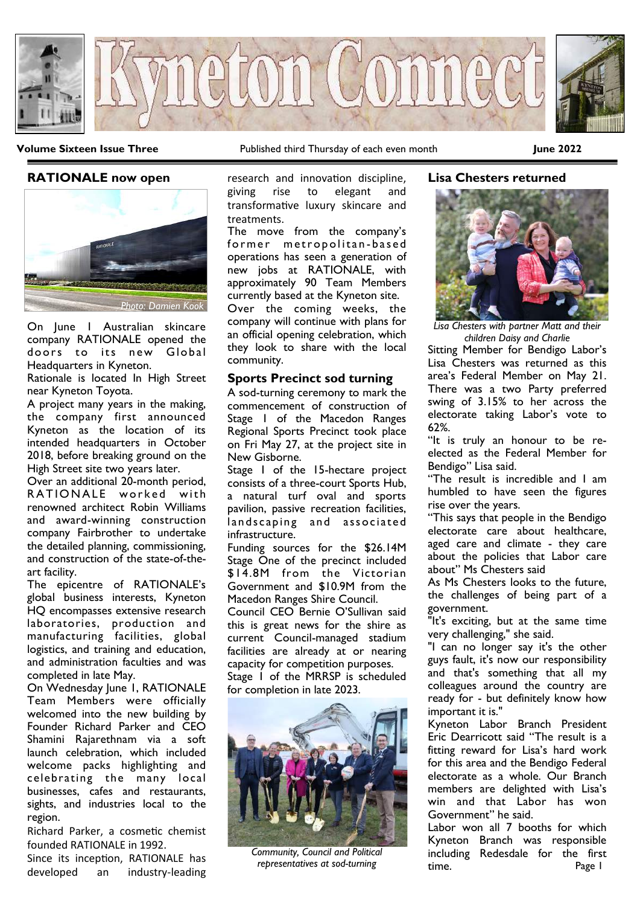# Kyneton Connect

**Volume Sixteen Issue Three** Published third Thursday of each even month **June 2022**

## RATIONALE now open

*Photo: Damien Kook*

On June 1 Australian skincare company RATIONALE opened the doors to its new Global Headquarters in Kyneton.

Rationale is located In High Street near Kyneton Toyota.

A project many years in the making, the company first announced Kyneton as the location of its intended headquarters in October 2018, before breaking ground on the High Street site two years later.

Over an additional 20-month period, RATIONALE worked with renowned architect Robin Williams and award-winning construction company Fairbrother to undertake the detailed planning, commissioning, and construction of the state-of-the-art facility.

The epicentre of RATIONALE's global business interests, Kyneton HQ encompasses extensive research laboratories, production and manufacturing facilities, global logistics, and training and education, and administration faculties and was completed in late May.

On Wednesday June 1, RATIONALE Team Members were officially welcomed into the new building by Founder Richard Parker and CEO Shamini Rajarethnam via a soft launch celebration, which included welcome packs highlighting and celebrating the many local businesses, cafes and restaurants, sights, and industries local to the region.

Richard Parker, a cosmetic chemist founded RATIONALE in 1992.

Since its inception, RATIONALE has developed an industry-leading research and innovation discipline, giving rise to elegant and transformative luxury skincare and treatments.

The move from the company's former metropolitan-based operations has seen a generation of new jobs at RATIONALE, with approximately 90 Team Members currently based at the Kyneton site.

Over the coming weeks, the company will continue with plans for an official opening celebration, which they look to share with the local community.

## Sports Precinct sod turning

A sod-turning ceremony to mark the commencement of construction of Stage 1 of the Macedon Ranges Regional Sports Precinct took place on Fri May 27, at the project site in New Gisborne.

Stage 1 of the 15-hectare project consists of a three-court Sports Hub, a natural turf oval and sports pavilion, passive recreation facilities, landscaping and associated infrastructure.

Funding sources for the $26.14M Stage One of the precinct included $14.8M from the Victorian Government and $10.9M from the Macedon Ranges Shire Council.

Council CEO Bernie O'Sullivan said this is great news for the shire as current Council-managed stadium facilities are already at or nearing capacity for competition purposes.

Stage 1 of the MRRSP is scheduled for completion in late 2023.

*Community, Council and Political representatives at sod-turning*

## Lisa Chesters returned

*Lisa Chesters with partner Matt and their children Daisy and Charlie*

Sitting Member for Bendigo Labor's Lisa Chesters was returned as this area's Federal Member on May 21.

There was a two Party preferred swing of 3.15% to her across the electorate taking Labor's vote to 62%.

"It is truly an honour to be re-elected as the Federal Member for Bendigo" Lisa said.

"The result is incredible and I am humbled to have seen the figures rise over the years.

"This says that people in the Bendigo electorate care about healthcare, aged care and climate - they care about the policies that Labor care about" Ms Chesters said

As Ms Chesters looks to the future, the challenges of being part of a government.

"It's exciting, but at the same time very challenging," she said.

"I can no longer say it's the other guys fault, it's now our responsibility and that's something that all my colleagues around the country are ready for - but definitely know how important it is."

Kyneton Labor Branch President Eric Dearricott said "The result is a fitting reward for Lisa's hard work for this area and the Bendigo Federal electorate as a whole. Our Branch members are delighted with Lisa's win and that Labor has won Government" he said.

Labor won all 7 booths for which Kyneton Branch was responsible including Redesdale for the first time.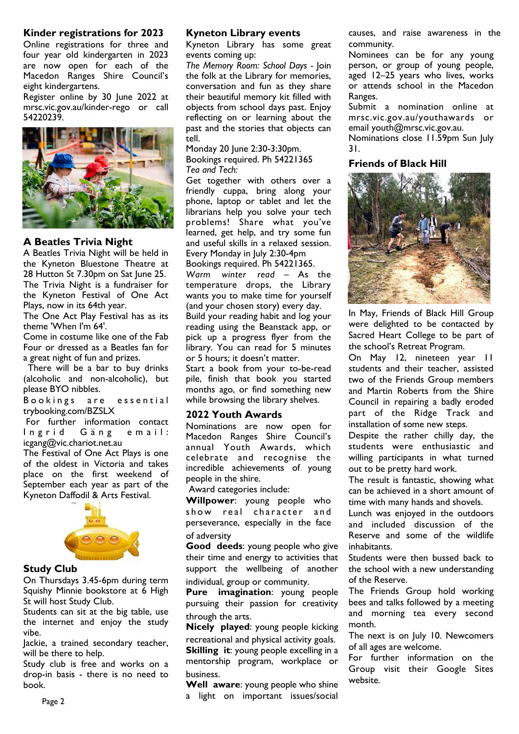## Kinder registrations for 2023

Online registrations for three and four year old kindergarten in 2023 are now open for each of the Macedon Ranges Shire Council's eight kindergartens.

Register online by 30 June 2022 at mrsc.vic.gov.au/kinder-rego or call 54220239.

## A Beatles Trivia Night

A Beatles Trivia Night will be held in the Kyneton Bluestone Theatre at 28 Hutton St 7.30pm on Sat June 25. The Trivia Night is a fundraiser for the Kyneton Festival of One Act Plays, now in its 64th year.

The One Act Play Festival has as its theme 'When I'm 64'.

Come in costume like one of the Fab Four or dressed as a Beatles fan for a great night of fun and prizes.

There will be a bar to buy drinks (alcoholic and non-alcoholic), but please BYO nibbles.

Bookings are essential trybooking.com/BZSLX

For further information contact Ingrid Gäng email: icgang@vic.chariot.net.au

The Festival of One Act Plays is one of the oldest in Victoria and takes place on the first weekend of September each year as part of the Kyneton Daffodil & Arts Festival.

## Study Club

On Thursdays 3.45-6pm during term Squishy Minnie bookstore at 6 High St will host Study Club.

Students can sit at the big table, use the internet and enjoy the study vibe.

Jackie, a trained secondary teacher, will be there to help.

Study club is free and works on a drop-in basis - there is no need to book.

## Kyneton Library events

Kyneton Library has some great events coming up:

*The Memory Room: School Days* - Join the folk at the Library for memories, conversation and fun as they share their beautiful memory kit filled with objects from school days past. Enjoy reflecting on or learning about the past and the stories that objects can tell.

Monday 20 June 2:30-3:30pm.
Bookings required. Ph 54221365

*Tea and Tech:*

Get together with others over a friendly cuppa, bring along your phone, laptop or tablet and let the librarians help you solve your tech problems! Share what you've learned, get help, and try some fun and useful skills in a relaxed session.

Every Monday in July 2:30-4pm
Bookings required. Ph 54221365.

*Warm winter read* – As the temperature drops, the Library wants you to make time for yourself (and your chosen story) every day. Build your reading habit and log your reading using the Beanstack app, or pick up a progress flyer from the library. You can read for 5 minutes or 5 hours; it doesn't matter.

Start a book from your to-be-read pile, finish that book you started months ago, or find something new while browsing the library shelves.

## 2022 Youth Awards

Nominations are now open for Macedon Ranges Shire Council's annual Youth Awards, which celebrate and recognise the incredible achievements of young people in the shire.

Award categories include:

**Willpower**: young people who show real character and perseverance, especially in the face of adversity

**Good deeds**: young people who give their time and energy to activities that support the wellbeing of another individual, group or community.

**Pure imagination**: young people pursuing their passion for creativity through the arts.

**Nicely played**: young people kicking recreational and physical activity goals.

**Skilling it**: young people excelling in a mentorship program, workplace or business.

**Well aware**: young people who shine a light on important issues/social causes, and raise awareness in the community.

Nominees can be for any young person, or group of young people, aged 12–25 years who lives, works or attends school in the Macedon Ranges.

Submit a nomination online at mrsc.vic.gov.au/youthawards or email youth@mrsc.vic.gov.au.

Nominations close 11.59pm Sun July 31.

## Friends of Black Hill

In May, Friends of Black Hill Group were delighted to be contacted by Sacred Heart College to be part of the school's Retreat Program.

On May 12, nineteen year 11 students and their teacher, assisted two of the Friends Group members and Martin Roberts from the Shire Council in repairing a badly eroded part of the Ridge Track and installation of some new steps.

Despite the rather chilly day, the students were enthusiastic and willing participants in what turned out to be pretty hard work.

The result is fantastic, showing what can be achieved in a short amount of time with many hands and shovels.

Lunch was enjoyed in the outdoors and included discussion of the Reserve and some of the wildlife inhabitants.

Students were then bussed back to the school with a new understanding of the Reserve.

The Friends Group hold working bees and talks followed by a meeting and morning tea every second month.

The next is on July 10. Newcomers of all ages are welcome.

For further information on the Group visit their Google Sites website.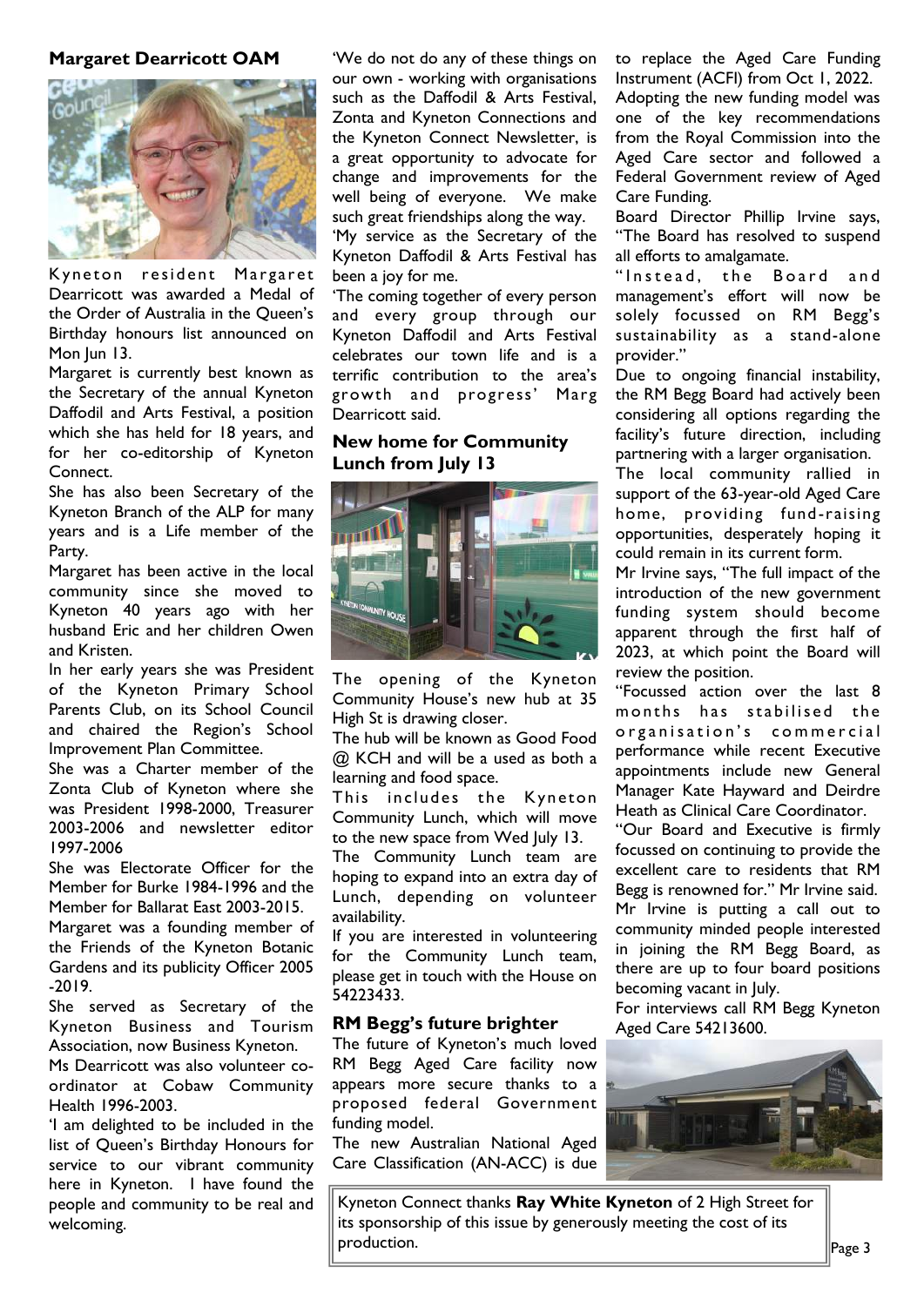## Margaret Dearricott OAM

Kyneton resident Margaret Dearricott was awarded a Medal of the Order of Australia in the Queen's Birthday honours list announced on Mon Jun 13.

Margaret is currently best known as the Secretary of the annual Kyneton Daffodil and Arts Festival, a position which she has held for 18 years, and for her co-editorship of Kyneton Connect.

She has also been Secretary of the Kyneton Branch of the ALP for many years and is a Life member of the Party.

Margaret has been active in the local community since she moved to Kyneton 40 years ago with her husband Eric and her children Owen and Kristen.

In her early years she was President of the Kyneton Primary School Parents Club, on its School Council and chaired the Region's School Improvement Plan Committee.

She was a Charter member of the Zonta Club of Kyneton where she was President 1998-2000, Treasurer 2003-2006 and newsletter editor 1997-2006

She was Electorate Officer for the Member for Burke 1984-1996 and the Member for Ballarat East 2003-2015.

Margaret was a founding member of the Friends of the Kyneton Botanic Gardens and its publicity Officer 2005 -2019.

She served as Secretary of the Kyneton Business and Tourism Association, now Business Kyneton.

Ms Dearricott was also volunteer co-ordinator at Cobaw Community Health 1996-2003.

'I am delighted to be included in the list of Queen's Birthday Honours for service to our vibrant community here in Kyneton. I have found the people and community to be real and welcoming.

'We do not do any of these things on our own - working with organisations such as the Daffodil & Arts Festival, Zonta and Kyneton Connections and the Kyneton Connect Newsletter, is a great opportunity to advocate for change and improvements for the well being of everyone. We make such great friendships along the way.

'My service as the Secretary of the Kyneton Daffodil & Arts Festival has been a joy for me.

'The coming together of every person and every group through our Kyneton Daffodil and Arts Festival celebrates our town life and is a terrific contribution to the area's growth and progress' Marg Dearricott said.

## New home for Community Lunch from July 13

The opening of the Kyneton Community House's new hub at 35 High St is drawing closer.

The hub will be known as Good Food @ KCH and will be a used as both a learning and food space.

This includes the Kyneton Community Lunch, which will move to the new space from Wed July 13.

The Community Lunch team are hoping to expand into an extra day of Lunch, depending on volunteer availability.

If you are interested in volunteering for the Community Lunch team, please get in touch with the House on 54223433.

## RM Begg's future brighter

The future of Kyneton's much loved RM Begg Aged Care facility now appears more secure thanks to a proposed federal Government funding model.

The new Australian National Aged Care Classification (AN-ACC) is due to replace the Aged Care Funding Instrument (ACFI) from Oct 1, 2022.

Adopting the new funding model was one of the key recommendations from the Royal Commission into the Aged Care sector and followed a Federal Government review of Aged Care Funding.

Board Director Phillip Irvine says, "The Board has resolved to suspend all efforts to amalgamate.

"Instead, the Board and management's effort will now be solely focussed on RM Begg's sustainability as a stand-alone provider."

Due to ongoing financial instability, the RM Begg Board had actively been considering all options regarding the facility's future direction, including partnering with a larger organisation.

The local community rallied in support of the 63-year-old Aged Care home, providing fund-raising opportunities, desperately hoping it could remain in its current form.

Mr Irvine says, "The full impact of the introduction of the new government funding system should become apparent through the first half of 2023, at which point the Board will review the position.

"Focussed action over the last 8 months has stabilised the organisation's commercial performance while recent Executive appointments include new General Manager Kate Hayward and Deirdre Heath as Clinical Care Coordinator.

"Our Board and Executive is firmly focussed on continuing to provide the excellent care to residents that RM Begg is renowned for." Mr Irvine said.

Mr Irvine is putting a call out to community minded people interested in joining the RM Begg Board, as there are up to four board positions becoming vacant in July.

For interviews call RM Begg Kyneton Aged Care 54213600.

Kyneton Connect thanks **Ray White Kyneton** of 2 High Street for its sponsorship of this issue by generously meeting the cost of its production.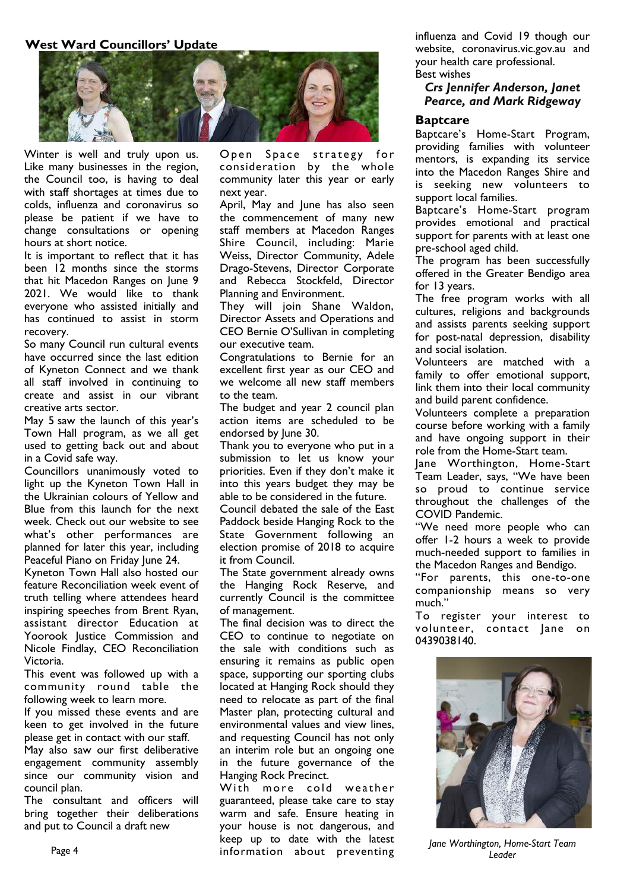## West Ward Councillors' Update

Winter is well and truly upon us. Like many businesses in the region, the Council too, is having to deal with staff shortages at times due to colds, influenza and coronavirus so please be patient if we have to change consultations or opening hours at short notice.

It is important to reflect that it has been 12 months since the storms that hit Macedon Ranges on June 9 2021. We would like to thank everyone who assisted initially and has continued to assist in storm recovery.

So many Council run cultural events have occurred since the last edition of Kyneton Connect and we thank all staff involved in continuing to create and assist in our vibrant creative arts sector.

May 5 saw the launch of this year's Town Hall program, as we all get used to getting back out and about in a Covid safe way.

Councillors unanimously voted to light up the Kyneton Town Hall in the Ukrainian colours of Yellow and Blue from this launch for the next week. Check out our website to see what's other performances are planned for later this year, including Peaceful Piano on Friday June 24.

Kyneton Town Hall also hosted our feature Reconciliation week event of truth telling where attendees heard inspiring speeches from Brent Ryan, assistant director Education at Yoorook Justice Commission and Nicole Findlay, CEO Reconciliation Victoria.

This event was followed up with a community round table the following week to learn more.

If you missed these events and are keen to get involved in the future please get in contact with our staff.

May also saw our first deliberative engagement community assembly since our community vision and council plan.

The consultant and officers will bring together their deliberations and put to Council a draft new Open Space strategy for consideration by the whole community later this year or early next year.

April, May and June has also seen the commencement of many new staff members at Macedon Ranges Shire Council, including: Marie Weiss, Director Community, Adele Drago-Stevens, Director Corporate and Rebecca Stockfeld, Director Planning and Environment.

They will join Shane Waldon, Director Assets and Operations and CEO Bernie O'Sullivan in completing our executive team.

Congratulations to Bernie for an excellent first year as our CEO and we welcome all new staff members to the team.

The budget and year 2 council plan action items are scheduled to be endorsed by June 30.

Thank you to everyone who put in a submission to let us know your priorities. Even if they don't make it into this years budget they may be able to be considered in the future.

Council debated the sale of the East Paddock beside Hanging Rock to the State Government following an election promise of 2018 to acquire it from Council.

The State government already owns the Hanging Rock Reserve, and currently Council is the committee of management.

The final decision was to direct the CEO to continue to negotiate on the sale with conditions such as ensuring it remains as public open space, supporting our sporting clubs located at Hanging Rock should they need to relocate as part of the final Master plan, protecting cultural and environmental values and view lines, and requesting Council has not only an interim role but an ongoing one in the future governance of the Hanging Rock Precinct.

With more cold weather guaranteed, please take care to stay warm and safe. Ensure heating in your house is not dangerous, and keep up to date with the latest information about preventing influenza and Covid 19 though our website, coronavirus.vic.gov.au and your health care professional.

Best wishes

***Crs Jennifer Anderson, Janet Pearce, and Mark Ridgeway***

## Baptcare

Baptcare's Home-Start Program, providing families with volunteer mentors, is expanding its service into the Macedon Ranges Shire and is seeking new volunteers to support local families.

Baptcare's Home-Start program provides emotional and practical support for parents with at least one pre-school aged child.

The program has been successfully offered in the Greater Bendigo area for 13 years.

The free program works with all cultures, religions and backgrounds and assists parents seeking support for post-natal depression, disability and social isolation.

Volunteers are matched with a family to offer emotional support, link them into their local community and build parent confidence.

Volunteers complete a preparation course before working with a family and have ongoing support in their role from the Home-Start team.

Jane Worthington, Home-Start Team Leader, says, "We have been so proud to continue service throughout the challenges of the COVID Pandemic.

"We need more people who can offer 1-2 hours a week to provide much-needed support to families in the Macedon Ranges and Bendigo.

"For parents, this one-to-one companionship means so very much."

To register your interest to volunteer, contact Jane on 0439038140.

*Jane Worthington, Home-Start Team Leader*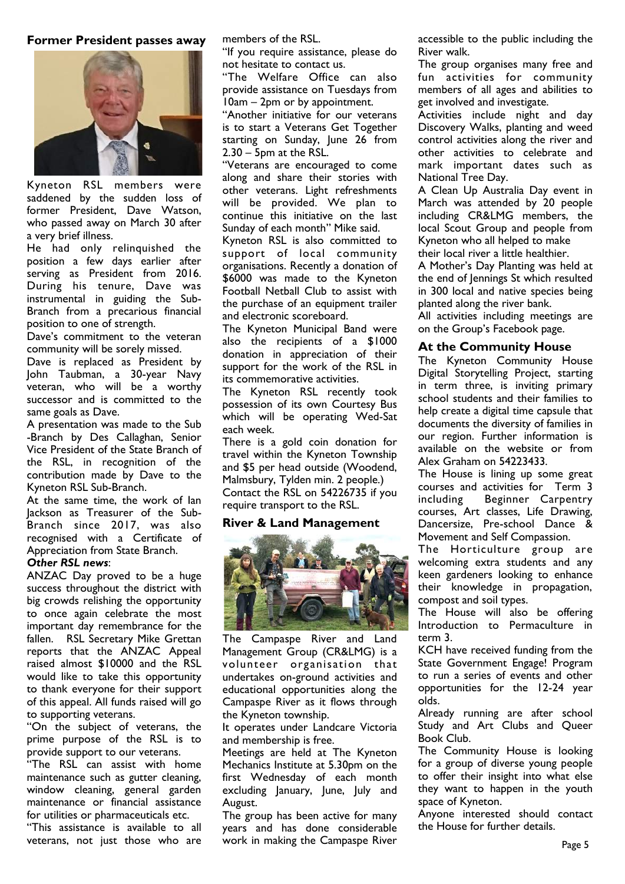## Former President passes away

Kyneton RSL members were saddened by the sudden loss of former President, Dave Watson, who passed away on March 30 after a very brief illness.

He had only relinquished the position a few days earlier after serving as President from 2016. During his tenure, Dave was instrumental in guiding the Sub-Branch from a precarious financial position to one of strength.

Dave's commitment to the veteran community will be sorely missed.

Dave is replaced as President by John Taubman, a 30-year Navy veteran, who will be a worthy successor and is committed to the same goals as Dave.

A presentation was made to the Sub-Branch by Des Callaghan, Senior Vice President of the State Branch of the RSL, in recognition of the contribution made by Dave to the Kyneton RSL Sub-Branch.

At the same time, the work of Ian Jackson as Treasurer of the Sub-Branch since 2017, was also recognised with a Certificate of Appreciation from State Branch.

***Other RSL news***:

ANZAC Day proved to be a huge success throughout the district with big crowds relishing the opportunity to once again celebrate the most important day remembrance for the fallen. RSL Secretary Mike Grettan reports that the ANZAC Appeal raised almost $10000 and the RSL would like to take this opportunity to thank everyone for their support of this appeal. All funds raised will go to supporting veterans.

"On the subject of veterans, the prime purpose of the RSL is to provide support to our veterans.

"The RSL can assist with home maintenance such as gutter cleaning, window cleaning, general garden maintenance or financial assistance for utilities or pharmaceuticals etc.

"This assistance is available to all veterans, not just those who are members of the RSL.

"If you require assistance, please do not hesitate to contact us.

"The Welfare Office can also provide assistance on Tuesdays from 10am – 2pm or by appointment.

"Another initiative for our veterans is to start a Veterans Get Together starting on Sunday, June 26 from 2.30 – 5pm at the RSL.

"Veterans are encouraged to come along and share their stories with other veterans. Light refreshments will be provided. We plan to continue this initiative on the last Sunday of each month" Mike said.

Kyneton RSL is also committed to support of local community organisations. Recently a donation of $6000 was made to the Kyneton Football Netball Club to assist with the purchase of an equipment trailer and electronic scoreboard.

The Kyneton Municipal Band were also the recipients of a $1000 donation in appreciation of their support for the work of the RSL in its commemorative activities.

The Kyneton RSL recently took possession of its own Courtesy Bus which will be operating Wed-Sat each week.

There is a gold coin donation for travel within the Kyneton Township and $5 per head outside (Woodend, Malmsbury, Tylden min. 2 people.)

Contact the RSL on 54226735 if you require transport to the RSL.

## River & Land Management

The Campaspe River and Land Management Group (CR&LMG) is a volunteer organisation that undertakes on-ground activities and educational opportunities along the Campaspe River as it flows through the Kyneton township.

It operates under Landcare Victoria and membership is free.

Meetings are held at The Kyneton Mechanics Institute at 5.30pm on the first Wednesday of each month excluding January, June, July and August.

The group has been active for many years and has done considerable work in making the Campaspe River accessible to the public including the River walk.

The group organises many free and fun activities for community members of all ages and abilities to get involved and investigate.

Activities include night and day Discovery Walks, planting and weed control activities along the river and other activities to celebrate and mark important dates such as National Tree Day.

A Clean Up Australia Day event in March was attended by 20 people including CR&LMG members, the local Scout Group and people from Kyneton who all helped to make their local river a little healthier.

A Mother's Day Planting was held at the end of Jennings St which resulted in 300 local and native species being planted along the river bank.

All activities including meetings are on the Group's Facebook page.

## At the Community House

The Kyneton Community House Digital Storytelling Project, starting in term three, is inviting primary school students and their families to help create a digital time capsule that documents the diversity of families in our region. Further information is available on the website or from Alex Graham on 54223433.

The House is lining up some great courses and activities for Term 3 including Beginner Carpentry courses, Art classes, Life Drawing, Dancersize, Pre-school Dance & Movement and Self Compassion.

The Horticulture group are welcoming extra students and any keen gardeners looking to enhance their knowledge in propagation, compost and soil types.

The House will also be offering Introduction to Permaculture in term 3.

KCH have received funding from the State Government Engage! Program to run a series of events and other opportunities for the 12-24 year olds.

Already running are after school Study and Art Clubs and Queer Book Club.

The Community House is looking for a group of diverse young people to offer their insight into what else they want to happen in the youth space of Kyneton.

Anyone interested should contact the House for further details.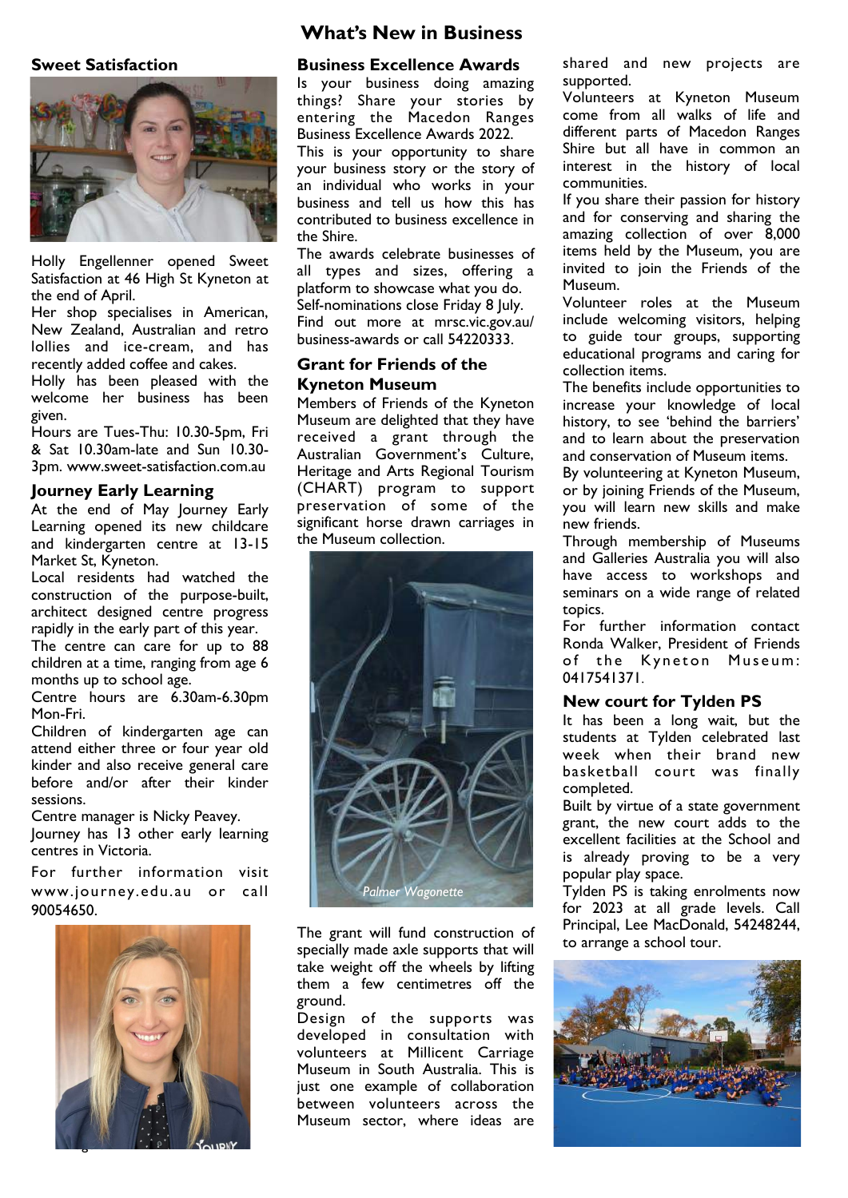# What's New in Business

## Sweet Satisfaction

Holly Engellenner opened Sweet Satisfaction at 46 High St Kyneton at the end of April.

Her shop specialises in American, New Zealand, Australian and retro lollies and ice-cream, and has recently added coffee and cakes.

Holly has been pleased with the welcome her business has been given.

Hours are Tues-Thu: 10.30-5pm, Fri & Sat 10.30am-late and Sun 10.30-3pm. www.sweet-satisfaction.com.au

## Journey Early Learning

At the end of May Journey Early Learning opened its new childcare and kindergarten centre at 13-15 Market St, Kyneton.

Local residents had watched the construction of the purpose-built, architect designed centre progress rapidly in the early part of this year.

The centre can care for up to 88 children at a time, ranging from age 6 months up to school age.

Centre hours are 6.30am-6.30pm Mon-Fri.

Children of kindergarten age can attend either three or four year old kinder and also receive general care before and/or after their kinder sessions.

Centre manager is Nicky Peavey.

Journey has 13 other early learning centres in Victoria.

For further information visit www.journey.edu.au or call 90054650.

## Business Excellence Awards

Is your business doing amazing things? Share your stories by entering the Macedon Ranges Business Excellence Awards 2022.

This is your opportunity to share your business story or the story of an individual who works in your business and tell us how this has contributed to business excellence in the Shire.

The awards celebrate businesses of all types and sizes, offering a platform to showcase what you do.

Self-nominations close Friday 8 July.

Find out more at mrsc.vic.gov.au/business-awards or call 54220333.

## Grant for Friends of the Kyneton Museum

Members of Friends of the Kyneton Museum are delighted that they have received a grant through the Australian Government's Culture, Heritage and Arts Regional Tourism (CHART) program to support preservation of some of the significant horse drawn carriages in the Museum collection.

*Palmer Wagonette*

The grant will fund construction of specially made axle supports that will take weight off the wheels by lifting them a few centimetres off the ground.

Design of the supports was developed in consultation with volunteers at Millicent Carriage Museum in South Australia. This is just one example of collaboration between volunteers across the Museum sector, where ideas are shared and new projects are supported.

Volunteers at Kyneton Museum come from all walks of life and different parts of Macedon Ranges Shire but all have in common an interest in the history of local communities.

If you share their passion for history and for conserving and sharing the amazing collection of over 8,000 items held by the Museum, you are invited to join the Friends of the Museum.

Volunteer roles at the Museum include welcoming visitors, helping to guide tour groups, supporting educational programs and caring for collection items.

The benefits include opportunities to increase your knowledge of local history, to see 'behind the barriers' and to learn about the preservation and conservation of Museum items.

By volunteering at Kyneton Museum, or by joining Friends of the Museum, you will learn new skills and make new friends.

Through membership of Museums and Galleries Australia you will also have access to workshops and seminars on a wide range of related topics.

For further information contact Ronda Walker, President of Friends of the Kyneton Museum: 0417541371.

## New court for Tylden PS

It has been a long wait, but the students at Tylden celebrated last week when their brand new basketball court was finally completed.

Built by virtue of a state government grant, the new court adds to the excellent facilities at the School and is already proving to be a very popular play space.

Tylden PS is taking enrolments now for 2023 at all grade levels. Call Principal, Lee MacDonald, 54248244, to arrange a school tour.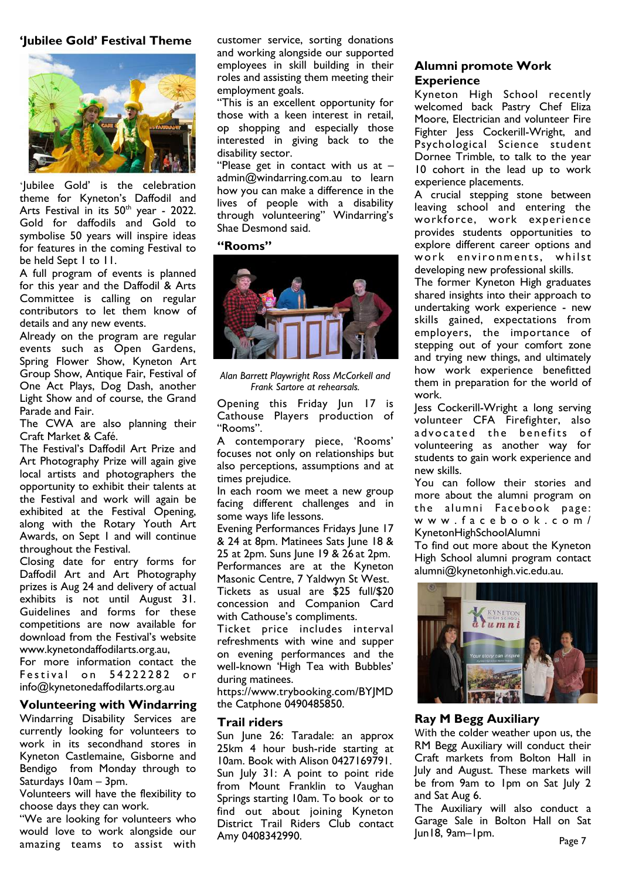## 'Jubilee Gold' Festival Theme

'Jubilee Gold' is the celebration theme for Kyneton's Daffodil and Arts Festival in its 50th year - 2022. Gold for daffodils and Gold to symbolise 50 years will inspire ideas for features in the coming Festival to be held Sept 1 to 11.

A full program of events is planned for this year and the Daffodil & Arts Committee is calling on regular contributors to let them know of details and any new events.

Already on the program are regular events such as Open Gardens, Spring Flower Show, Kyneton Art Group Show, Antique Fair, Festival of One Act Plays, Dog Dash, another Light Show and of course, the Grand Parade and Fair.

The CWA are also planning their Craft Market & Café.

The Festival's Daffodil Art Prize and Art Photography Prize will again give local artists and photographers the opportunity to exhibit their talents at the Festival and work will again be exhibited at the Festival Opening, along with the Rotary Youth Art Awards, on Sept 1 and will continue throughout the Festival.

Closing date for entry forms for Daffodil Art and Art Photography prizes is Aug 24 and delivery of actual exhibits is not until August 31. Guidelines and forms for these competitions are now available for download from the Festival's website www.kynetondaffodilarts.org.au,

For more information contact the Festival on 54222282 or info@kynetonedaffodilarts.org.au

## Volunteering with Windarring

Windarring Disability Services are currently looking for volunteers to work in its secondhand stores in Kyneton Castlemaine, Gisborne and Bendigo from Monday through to Saturdays 10am – 3pm.

Volunteers will have the flexibility to choose days they can work.

"We are looking for volunteers who would love to work alongside our amazing teams to assist with customer service, sorting donations and working alongside our supported employees in skill building in their roles and assisting them meeting their employment goals.

"This is an excellent opportunity for those with a keen interest in retail, op shopping and especially those interested in giving back to the disability sector.

"Please get in contact with us at – admin@windarring.com.au to learn how you can make a difference in the lives of people with a disability through volunteering" Windarring's Shae Desmond said.

## "Rooms"

*Alan Barrett Playwright Ross McCorkell and Frank Sartore at rehearsals.*

Opening this Friday Jun 17 is Cathouse Players production of "Rooms".

A contemporary piece, 'Rooms' focuses not only on relationships but also perceptions, assumptions and at times prejudice.

In each room we meet a new group facing different challenges and in some ways life lessons.

Evening Performances Fridays June 17 & 24 at 8pm. Matinees Sats June 18 & 25 at 2pm. Suns June 19 & 26 at 2pm. Performances are at the Kyneton Masonic Centre, 7 Yaldwyn St West. Tickets as usual are $25 full/$20 concession and Companion Card with Cathouse's compliments.

Ticket price includes interval refreshments with wine and supper on evening performances and the well-known 'High Tea with Bubbles' during matinees.

https://www.trybooking.com/BYJMD the Catphone 0490485850.

## Trail riders

Sun June 26: Taradale: an approx 25km 4 hour bush-ride starting at 10am. Book with Alison 0427169791.

Sun July 31: A point to point ride from Mount Franklin to Vaughan Springs starting 10am. To book or to find out about joining Kyneton District Trail Riders Club contact Amy 0408342990.

## Alumni promote Work Experience

Kyneton High School recently welcomed back Pastry Chef Eliza Moore, Electrician and volunteer Fire Fighter Jess Cockerill-Wright, and Psychological Science student Dornee Trimble, to talk to the year 10 cohort in the lead up to work experience placements.

A crucial stepping stone between leaving school and entering the workforce, work experience provides students opportunities to explore different career options and work environments, whilst developing new professional skills.

The former Kyneton High graduates shared insights into their approach to undertaking work experience - new skills gained, expectations from employers, the importance of stepping out of your comfort zone and trying new things, and ultimately how work experience benefitted them in preparation for the world of work.

Jess Cockerill-Wright a long serving volunteer CFA Firefighter, also advocated the benefits of volunteering as another way for students to gain work experience and new skills.

You can follow their stories and more about the alumni program on the alumni Facebook page: www.facebook.com/KynetonHighSchoolAlumni

To find out more about the Kyneton High School alumni program contact alumni@kynetonhigh.vic.edu.au.

## Ray M Begg Auxiliary

With the colder weather upon us, the RM Begg Auxiliary will conduct their Craft markets from Bolton Hall in July and August. These markets will be from 9am to 1pm on Sat July 2 and Sat Aug 6.

The Auxiliary will also conduct a Garage Sale in Bolton Hall on Sat Jun18, 9am–1pm.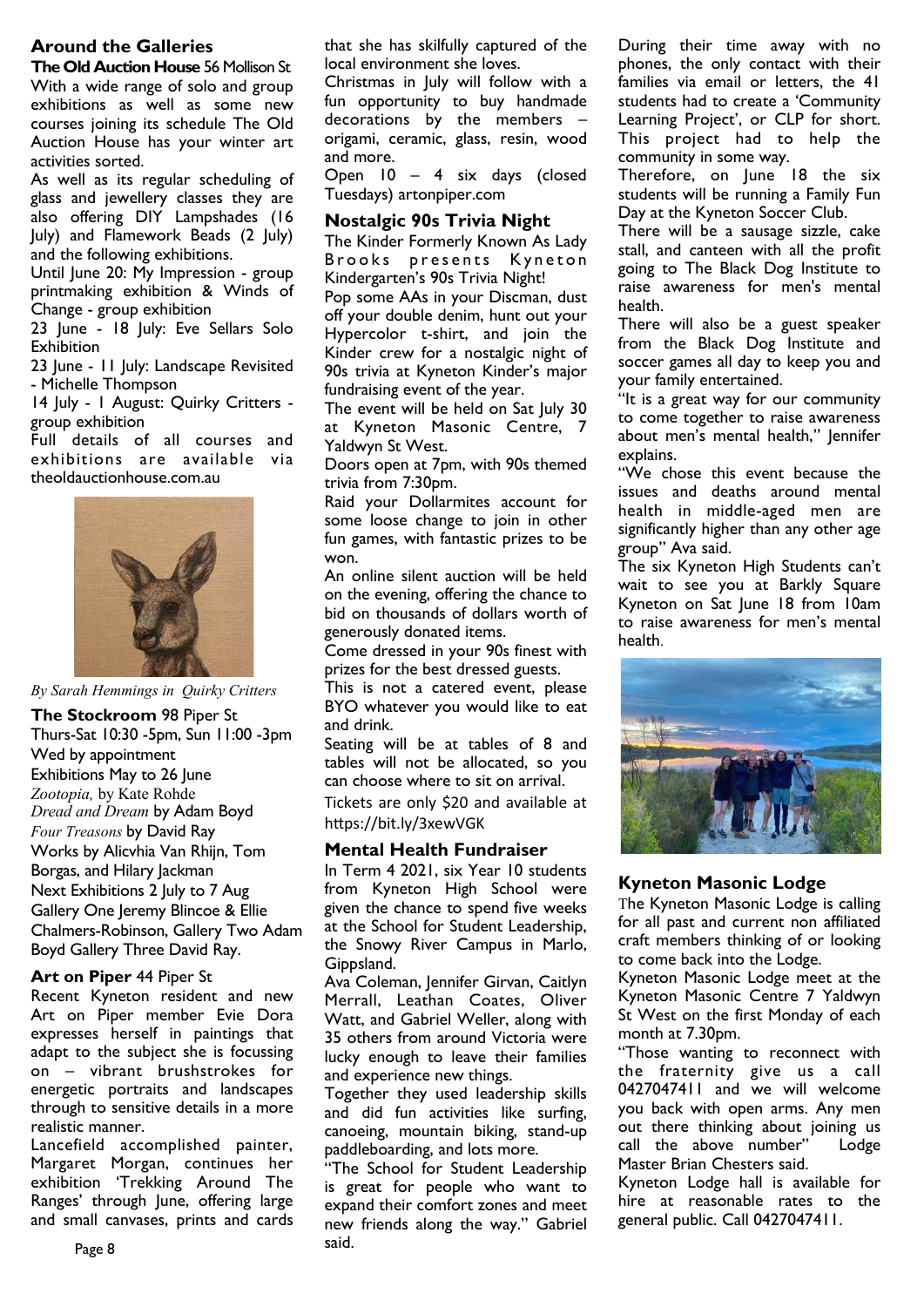## Around the Galleries

**The Old Auction House** 56 Mollison St

With a wide range of solo and group exhibitions as well as some new courses joining its schedule The Old Auction House has your winter art activities sorted.

As well as its regular scheduling of glass and jewellery classes they are also offering DIY Lampshades (16 July) and Flamework Beads (2 July) and the following exhibitions.

Until June 20: My Impression - group printmaking exhibition & Winds of Change - group exhibition

23 June - 18 July: Eve Sellars Solo Exhibition

23 June - 11 July: Landscape Revisited - Michelle Thompson

14 July - 1 August: Quirky Critters - group exhibition

Full details of all courses and exhibitions are available via theoldauctionhouse.com.au

*By Sarah Hemmings in Quirky Critters*

**The Stockroom** 98 Piper St

Thurs-Sat 10:30 -5pm, Sun 11:00 -3pm

Wed by appointment

Exhibitions May to 26 June

*Zootopia,* by Kate Rohde

*Dread and Dream* by Adam Boyd

*Four Treasons* by David Ray

Works by Alicvhia Van Rhijn, Tom Borgas, and Hilary Jackman

Next Exhibitions 2 July to 7 Aug

Gallery One Jeremy Blincoe & Ellie Chalmers-Robinson, Gallery Two Adam Boyd Gallery Three David Ray.

**Art on Piper** 44 Piper St

Recent Kyneton resident and new Art on Piper member Evie Dora expresses herself in paintings that adapt to the subject she is focussing on – vibrant brushstrokes for energetic portraits and landscapes through to sensitive details in a more realistic manner.

Lancefield accomplished painter, Margaret Morgan, continues her exhibition 'Trekking Around The Ranges' through June, offering large and small canvases, prints and cards that she has skilfully captured of the local environment she loves.

Christmas in July will follow with a fun opportunity to buy handmade decorations by the members – origami, ceramic, glass, resin, wood and more.

Open 10 – 4 six days (closed Tuesdays) artonpiper.com

## Nostalgic 90s Trivia Night

The Kinder Formerly Known As Lady Brooks presents Kyneton Kindergarten's 90s Trivia Night!

Pop some AAs in your Discman, dust off your double denim, hunt out your Hypercolor t-shirt, and join the Kinder crew for a nostalgic night of 90s trivia at Kyneton Kinder's major fundraising event of the year.

The event will be held on Sat July 30 at Kyneton Masonic Centre, 7 Yaldwyn St West.

Doors open at 7pm, with 90s themed trivia from 7:30pm.

Raid your Dollarmites account for some loose change to join in other fun games, with fantastic prizes to be won.

An online silent auction will be held on the evening, offering the chance to bid on thousands of dollars worth of generously donated items.

Come dressed in your 90s finest with prizes for the best dressed guests.

This is not a catered event, please BYO whatever you would like to eat and drink.

Seating will be at tables of 8 and tables will not be allocated, so you can choose where to sit on arrival.

Tickets are only $20 and available at https://bit.ly/3xewVGK

## Mental Health Fundraiser

In Term 4 2021, six Year 10 students from Kyneton High School were given the chance to spend five weeks at the School for Student Leadership, the Snowy River Campus in Marlo, Gippsland.

Ava Coleman, Jennifer Girvan, Caitlyn Merrall, Leathan Coates, Oliver Watt, and Gabriel Weller, along with 35 others from around Victoria were lucky enough to leave their families and experience new things.

Together they used leadership skills and did fun activities like surfing, canoeing, mountain biking, stand-up paddleboarding, and lots more.

"The School for Student Leadership is great for people who want to expand their comfort zones and meet new friends along the way." Gabriel said.

During their time away with no phones, the only contact with their families via email or letters, the 41 students had to create a 'Community Learning Project', or CLP for short. This project had to help the community in some way.

Therefore, on June 18 the six students will be running a Family Fun Day at the Kyneton Soccer Club.

There will be a sausage sizzle, cake stall, and canteen with all the profit going to The Black Dog Institute to raise awareness for men's mental health.

There will also be a guest speaker from the Black Dog Institute and soccer games all day to keep you and your family entertained.

"It is a great way for our community to come together to raise awareness about men's mental health," Jennifer explains.

"We chose this event because the issues and deaths around mental health in middle-aged men are significantly higher than any other age group" Ava said.

The six Kyneton High Students can't wait to see you at Barkly Square Kyneton on Sat June 18 from 10am to raise awareness for men's mental health.

## Kyneton Masonic Lodge

The Kyneton Masonic Lodge is calling for all past and current non affiliated craft members thinking of or looking to come back into the Lodge.

Kyneton Masonic Lodge meet at the Kyneton Masonic Centre 7 Yaldwyn St West on the first Monday of each month at 7.30pm.

"Those wanting to reconnect with the fraternity give us a call 0427047411 and we will welcome you back with open arms. Any men out there thinking about joining us call the above number" Lodge Master Brian Chesters said.

Kyneton Lodge hall is available for hire at reasonable rates to the general public. Call 0427047411.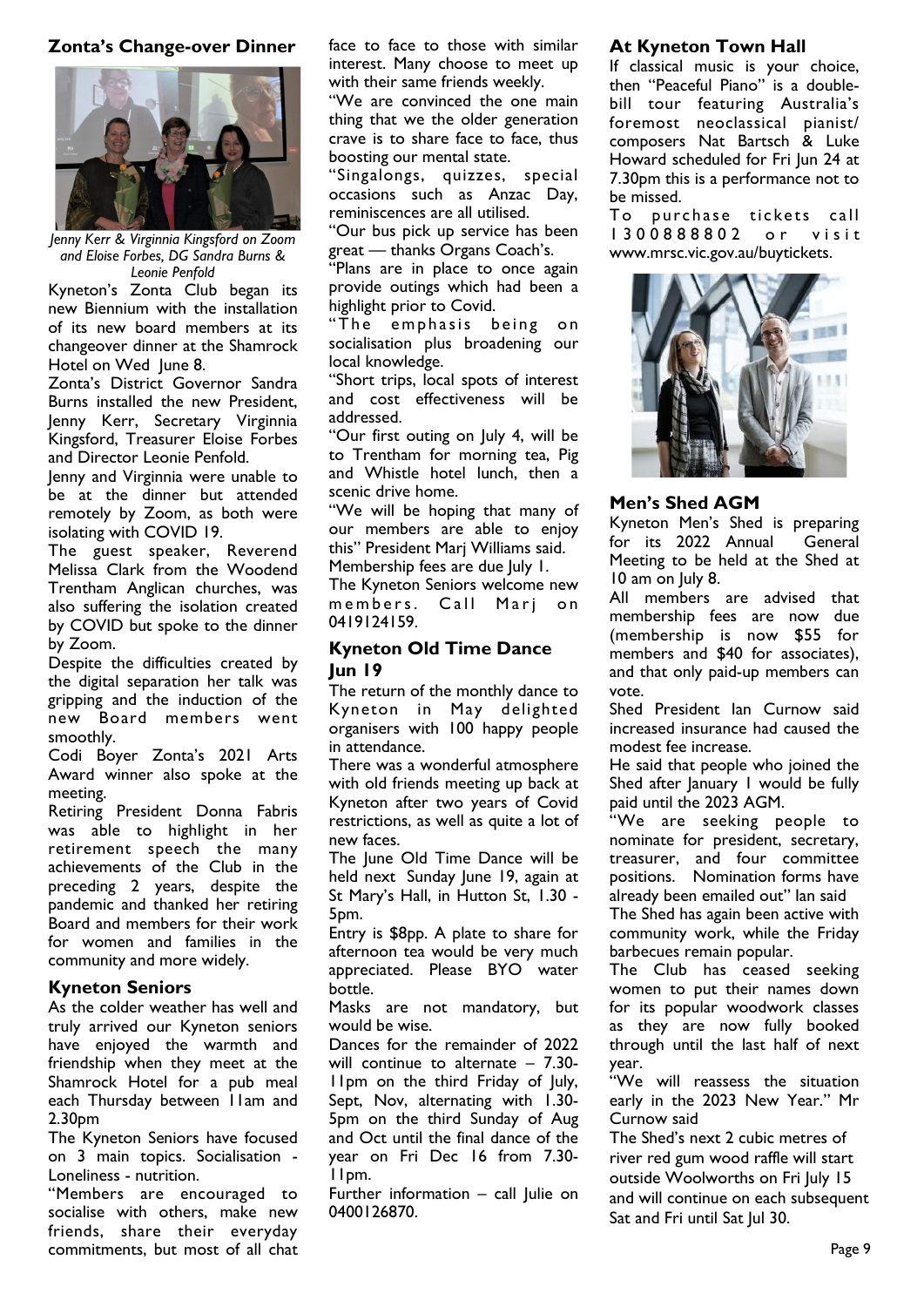## Zonta's Change-over Dinner

*Jenny Kerr & Virginnia Kingsford on Zoom and Eloise Forbes, DG Sandra Burns & Leonie Penfold*

Kyneton's Zonta Club began its new Biennium with the installation of its new board members at its changeover dinner at the Shamrock Hotel on Wed June 8.

Zonta's District Governor Sandra Burns installed the new President, Jenny Kerr, Secretary Virginnia Kingsford, Treasurer Eloise Forbes and Director Leonie Penfold.

Jenny and Virginnia were unable to be at the dinner but attended remotely by Zoom, as both were isolating with COVID 19.

The guest speaker, Reverend Melissa Clark from the Woodend Trentham Anglican churches, was also suffering the isolation created by COVID but spoke to the dinner by Zoom.

Despite the difficulties created by the digital separation her talk was gripping and the induction of the new Board members went smoothly.

Codi Boyer Zonta's 2021 Arts Award winner also spoke at the meeting.

Retiring President Donna Fabris was able to highlight in her retirement speech the many achievements of the Club in the preceding 2 years, despite the pandemic and thanked her retiring Board and members for their work for women and families in the community and more widely.

## Kyneton Seniors

As the colder weather has well and truly arrived our Kyneton seniors have enjoyed the warmth and friendship when they meet at the Shamrock Hotel for a pub meal each Thursday between 11am and 2.30pm

The Kyneton Seniors have focused on 3 main topics. Socialisation - Loneliness - nutrition.

"Members are encouraged to socialise with others, make new friends, share their everyday commitments, but most of all chat face to face to those with similar interest. Many choose to meet up with their same friends weekly.

"We are convinced the one main thing that we the older generation crave is to share face to face, thus boosting our mental state.

"Singalongs, quizzes, special occasions such as Anzac Day, reminiscences are all utilised.

"Our bus pick up service has been great — thanks Organs Coach's.

"Plans are in place to once again provide outings which had been a highlight prior to Covid.

"The emphasis being on socialisation plus broadening our local knowledge.

"Short trips, local spots of interest and cost effectiveness will be addressed.

"Our first outing on July 4, will be to Trentham for morning tea, Pig and Whistle hotel lunch, then a scenic drive home.

"We will be hoping that many of our members are able to enjoy this" President Marj Williams said.

Membership fees are due July 1.

The Kyneton Seniors welcome new members. Call Marj on 0419124159.

## Kyneton Old Time Dance Jun 19

The return of the monthly dance to Kyneton in May delighted organisers with 100 happy people in attendance.

There was a wonderful atmosphere with old friends meeting up back at Kyneton after two years of Covid restrictions, as well as quite a lot of new faces.

The June Old Time Dance will be held next Sunday June 19, again at St Mary's Hall, in Hutton St, 1.30 - 5pm.

Entry is $8pp. A plate to share for afternoon tea would be very much appreciated. Please BYO water bottle.

Masks are not mandatory, but would be wise.

Dances for the remainder of 2022 will continue to alternate – 7.30-11pm on the third Friday of July, Sept, Nov, alternating with 1.30-5pm on the third Sunday of Aug and Oct until the final dance of the year on Fri Dec 16 from 7.30-11pm.

Further information – call Julie on 0400126870.

## At Kyneton Town Hall

If classical music is your choice, then "Peaceful Piano" is a double-bill tour featuring Australia's foremost neoclassical pianist/ composers Nat Bartsch & Luke Howard scheduled for Fri Jun 24 at 7.30pm this is a performance not to be missed.

To purchase tickets call 1300888802 or visit www.mrsc.vic.gov.au/buytickets.

## Men's Shed AGM

Kyneton Men's Shed is preparing for its 2022 Annual General Meeting to be held at the Shed at 10 am on July 8.

All members are advised that membership fees are now due (membership is now $55 for members and $40 for associates), and that only paid-up members can vote.

Shed President Ian Curnow said increased insurance had caused the modest fee increase.

He said that people who joined the Shed after January 1 would be fully paid until the 2023 AGM.

"We are seeking people to nominate for president, secretary, treasurer, and four committee positions. Nomination forms have already been emailed out" Ian said

The Shed has again been active with community work, while the Friday barbecues remain popular.

The Club has ceased seeking women to put their names down for its popular woodwork classes as they are now fully booked through until the last half of next year.

"We will reassess the situation early in the 2023 New Year." Mr Curnow said

The Shed's next 2 cubic metres of river red gum wood raffle will start outside Woolworths on Fri July 15 and will continue on each subsequent Sat and Fri until Sat Jul 30.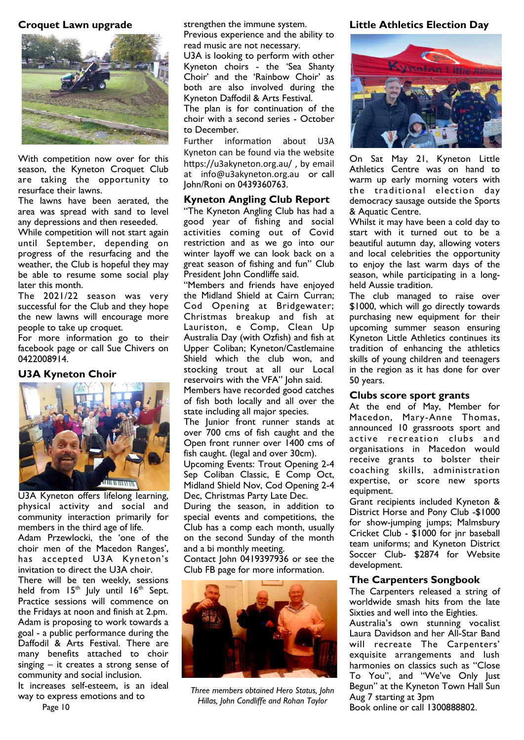## Croquet Lawn upgrade

With competition now over for this season, the Kyneton Croquet Club are taking the opportunity to resurface their lawns.

The lawns have been aerated, the area was spread with sand to level any depressions and then reseeded.

While competition will not start again until September, depending on progress of the resurfacing and the weather, the Club is hopeful they may be able to resume some social play later this month.

The 2021/22 season was very successful for the Club and they hope the new lawns will encourage more people to take up croquet.

For more information go to their facebook page or call Sue Chivers on 0422008914.

## U3A Kyneton Choir

U3A Kyneton offers lifelong learning, physical activity and social and community interaction primarily for members in the third age of life.

Adam Przewlocki, the 'one of the choir men of the Macedon Ranges', has accepted U3A Kyneton's invitation to direct the U3A choir.

There will be ten weekly, sessions held from 15th July until 16th Sept. Practice sessions will commence on the Fridays at noon and finish at 2.pm.

Adam is proposing to work towards a goal - a public performance during the Daffodil & Arts Festival. There are many benefits attached to choir singing – it creates a strong sense of community and social inclusion.

It increases self-esteem, is an ideal way to express emotions and to strengthen the immune system.

Previous experience and the ability to read music are not necessary.

U3A is looking to perform with other Kyneton choirs - the 'Sea Shanty Choir' and the 'Rainbow Choir' as both are also involved during the Kyneton Daffodil & Arts Festival.

The plan is for continuation of the choir with a second series - October to December.

Further information about U3A Kyneton can be found via the website https://u3akyneton.org.au/ , by email at info@u3akyneton.org.au or call John/Roni on 0439360763.

## Kyneton Angling Club Report

"The Kyneton Angling Club has had a good year of fishing and social activities coming out of Covid restriction and as we go into our winter layoff we can look back on a great season of fishing and fun" Club President John Condliffe said.

"Members and friends have enjoyed the Midland Shield at Cairn Curran; Cod Opening at Bridgewater; Christmas breakup and fish at Lauriston, e Comp, Clean Up Australia Day (with Ozfish) and fish at Upper Coliban; Kyneton/Castlemaine Shield which the club won, and stocking trout at all our Local reservoirs with the VFA" John said.

Members have recorded good catches of fish both locally and all over the state including all major species.

The Junior front runner stands at over 700 cms of fish caught and the Open front runner over 1400 cms of fish caught. (legal and over 30cm).

Upcoming Events: Trout Opening 2-4 Sep Coliban Classic, E Comp Oct, Midland Shield Nov, Cod Opening 2-4 Dec, Christmas Party Late Dec.

During the season, in addition to special events and competitions, the Club has a comp each month, usually on the second Sunday of the month and a bi monthly meeting.

Contact John 0419397936 or see the Club FB page for more information.

*Three members obtained Hero Status, John Hillas, John Condliffe and Rohan Taylor*

## Little Athletics Election Day

On Sat May 21, Kyneton Little Athletics Centre was on hand to warm up early morning voters with the traditional election day democracy sausage outside the Sports & Aquatic Centre.

Whilst it may have been a cold day to start with it turned out to be a beautiful autumn day, allowing voters and local celebrities the opportunity to enjoy the last warm days of the season, while participating in a long-held Aussie tradition.

The club managed to raise over $1000, which will go directly towards purchasing new equipment for their upcoming summer season ensuring Kyneton Little Athletics continues its tradition of enhancing the athletics skills of young children and teenagers in the region as it has done for over 50 years.

## Clubs score sport grants

At the end of May, Member for Macedon, Mary-Anne Thomas, announced 10 grassroots sport and active recreation clubs and organisations in Macedon would receive grants to bolster their coaching skills, administration expertise, or score new sports equipment.

Grant recipients included Kyneton & District Horse and Pony Club -$1000 for show-jumping jumps; Malmsbury Cricket Club - $1000 for jnr baseball team uniforms; and Kyneton District Soccer Club- $2874 for Website development.

## The Carpenters Songbook

The Carpenters released a string of worldwide smash hits from the late Sixties and well into the Eighties.

Australia's own stunning vocalist Laura Davidson and her All-Star Band will recreate The Carpenters' exquisite arrangements and lush harmonies on classics such as "Close To You", and "We've Only Just Begun" at the Kyneton Town Hall Sun Aug 7 starting at 3pm

Book online or call 1300888802.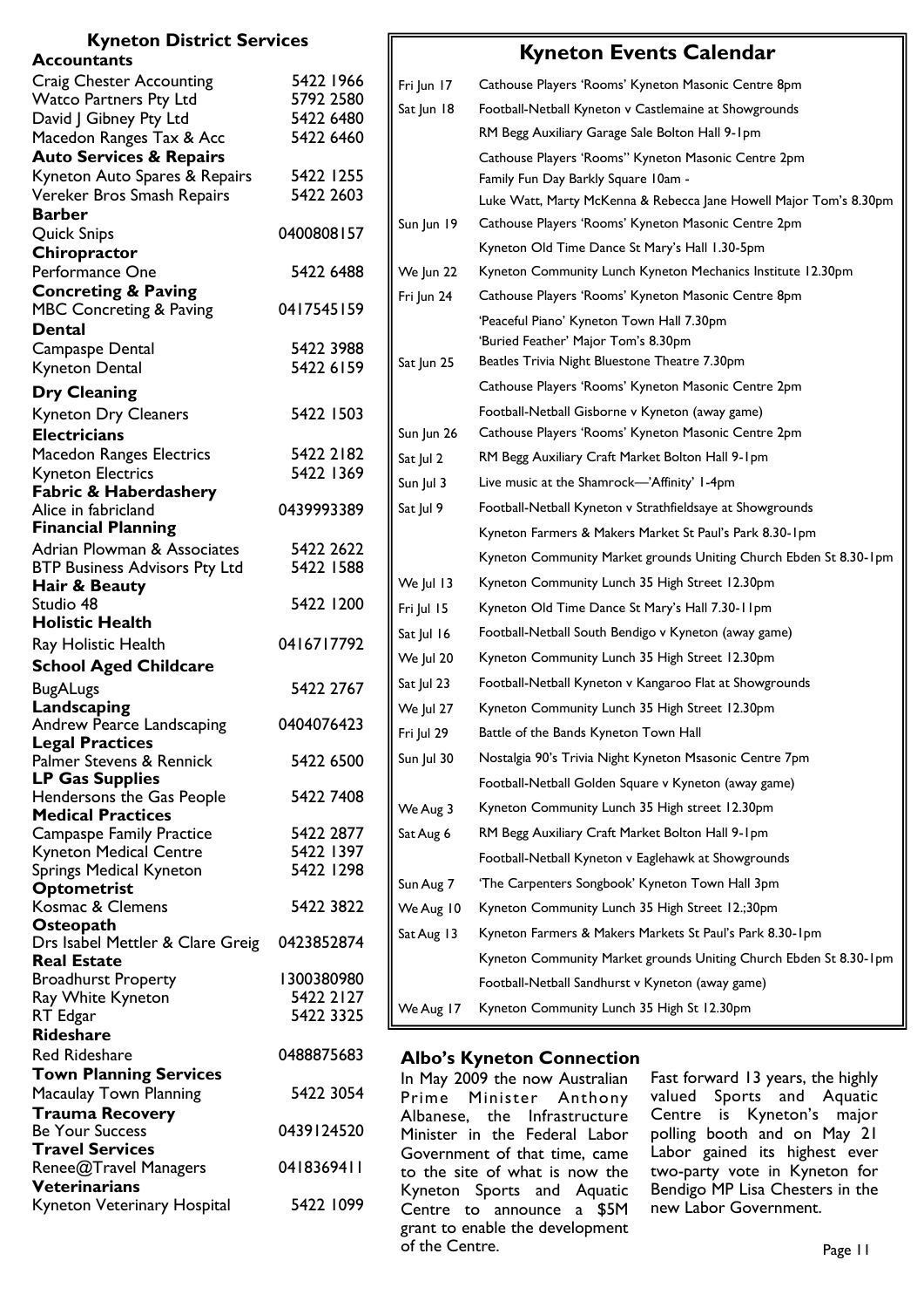## Kyneton District Services

| Service | Phone |
|---|---|
| **Accountants** | |
| Craig Chester Accounting | 5422 1966 |
| Watco Partners Pty Ltd | 5792 2580 |
| David J Gibney Pty Ltd | 5422 6480 |
| Macedon Ranges Tax & Acc | 5422 6460 |
| **Auto Services & Repairs** | |
| Kyneton Auto Spares & Repairs | 5422 1255 |
| Vereker Bros Smash Repairs | 5422 2603 |
| **Barber** | |
| Quick Snips | 0400808157 |
| **Chiropractor** | |
| Performance One | 5422 6488 |
| **Concreting & Paving** | |
| MBC Concreting & Paving | 0417545159 |
| **Dental** | |
| Campaspe Dental | 5422 3988 |
| Kyneton Dental | 5422 6159 |
| **Dry Cleaning** | |
| Kyneton Dry Cleaners | 5422 1503 |
| **Electricians** | |
| Macedon Ranges Electrics | 5422 2182 |
| Kyneton Electrics | 5422 1369 |
| **Fabric & Haberdashery** | |
| Alice in fabricland | 0439993389 |
| **Financial Planning** | |
| Adrian Plowman & Associates | 5422 2622 |
| BTP Business Advisors Pty Ltd | 5422 1588 |
| **Hair & Beauty** | |
| Studio 48 | 5422 1200 |
| **Holistic Health** | |
| Ray Holistic Health | 0416717792 |
| **School Aged Childcare** | |
| BugALugs | 5422 2767 |
| **Landscaping** | |
| Andrew Pearce Landscaping | 0404076423 |
| **Legal Practices** | |
| Palmer Stevens & Rennick | 5422 6500 |
| **LP Gas Supplies** | |
| Hendersons the Gas People | 5422 7408 |
| **Medical Practices** | |
| Campaspe Family Practice | 5422 2877 |
| Kyneton Medical Centre | 5422 1397 |
| Springs Medical Kyneton | 5422 1298 |
| **Optometrist** | |
| Kosmac & Clemens | 5422 3822 |
| **Osteopath** | |
| Drs Isabel Mettler & Clare Greig | 0423852874 |
| **Real Estate** | |
| Broadhurst Property | 1300380980 |
| Ray White Kyneton | 5422 2127 |
| RT Edgar | 5422 3325 |
| **Rideshare** | |
| Red Rideshare | 0488875683 |
| **Town Planning Services** | |
| Macaulay Town Planning | 5422 3054 |
| **Trauma Recovery** | |
| Be Your Success | 0439124520 |
| **Travel Services** | |
| Renee@Travel Managers | 0418369411 |
| **Veterinarians** | |
| Kyneton Veterinary Hospital | 5422 1099 |

## Kyneton Events Calendar

| Date | Event |
|---|---|
| Fri Jun 17 | Cathouse Players 'Rooms' Kyneton Masonic Centre 8pm |
| Sat Jun 18 | Football-Netball Kyneton v Castlemaine at Showgrounds |
| | RM Begg Auxiliary Garage Sale Bolton Hall 9-1pm |
| | Cathouse Players 'Rooms" Kyneton Masonic Centre 2pm |
| | Family Fun Day Barkly Square 10am - |
| | Luke Watt, Marty McKenna & Rebecca Jane Howell Major Tom's 8.30pm |
| Sun Jun 19 | Cathouse Players 'Rooms' Kyneton Masonic Centre 2pm |
| | Kyneton Old Time Dance St Mary's Hall 1.30-5pm |
| We Jun 22 | Kyneton Community Lunch Kyneton Mechanics Institute 12.30pm |
| Fri Jun 24 | Cathouse Players 'Rooms' Kyneton Masonic Centre 8pm |
| | 'Peaceful Piano' Kyneton Town Hall 7.30pm |
| | 'Buried Feather' Major Tom's 8.30pm |
| Sat Jun 25 | Beatles Trivia Night Bluestone Theatre 7.30pm |
| | Cathouse Players 'Rooms' Kyneton Masonic Centre 2pm |
| | Football-Netball Gisborne v Kyneton (away game) |
| Sun Jun 26 | Cathouse Players 'Rooms' Kyneton Masonic Centre 2pm |
| Sat Jul 2 | RM Begg Auxiliary Craft Market Bolton Hall 9-1pm |
| Sun Jul 3 | Live music at the Shamrock—'Affinity' 1-4pm |
| Sat Jul 9 | Football-Netball Kyneton v Strathfieldsaye at Showgrounds |
| | Kyneton Farmers & Makers Market St Paul's Park 8.30-1pm |
| | Kyneton Community Market grounds Uniting Church Ebden St 8.30-1pm |
| We Jul 13 | Kyneton Community Lunch 35 High Street 12.30pm |
| Fri Jul 15 | Kyneton Old Time Dance St Mary's Hall 7.30-11pm |
| Sat Jul 16 | Football-Netball South Bendigo v Kyneton (away game) |
| We Jul 20 | Kyneton Community Lunch 35 High Street 12.30pm |
| Sat Jul 23 | Football-Netball Kyneton v Kangaroo Flat at Showgrounds |
| We Jul 27 | Kyneton Community Lunch 35 High Street 12.30pm |
| Fri Jul 29 | Battle of the Bands Kyneton Town Hall |
| Sun Jul 30 | Nostalgia 90's Trivia Night Kyneton Msasonic Centre 7pm |
| | Football-Netball Golden Square v Kyneton (away game) |
| We Aug 3 | Kyneton Community Lunch 35 High street 12.30pm |
| Sat Aug 6 | RM Begg Auxiliary Craft Market Bolton Hall 9-1pm |
| | Football-Netball Kyneton v Eaglehawk at Showgrounds |
| Sun Aug 7 | 'The Carpenters Songbook' Kyneton Town Hall 3pm |
| We Aug 10 | Kyneton Community Lunch 35 High Street 12.;30pm |
| Sat Aug 13 | Kyneton Farmers & Makers Markets St Paul's Park 8.30-1pm |
| | Kyneton Community Market grounds Uniting Church Ebden St 8.30-1pm |
| | Football-Netball Sandhurst v Kyneton (away game) |
| We Aug 17 | Kyneton Community Lunch 35 High St 12.30pm |

## Albo's Kyneton Connection

In May 2009 the now Australian Prime Minister Anthony Albanese, the Infrastructure Minister in the Federal Labor Government of that time, came to the site of what is now the Kyneton Sports and Aquatic Centre to announce a $5M grant to enable the development of the Centre.

Fast forward 13 years, the highly valued Sports and Aquatic Centre is Kyneton's major polling booth and on May 21 Labor gained its highest ever two-party vote in Kyneton for Bendigo MP Lisa Chesters in the new Labor Government.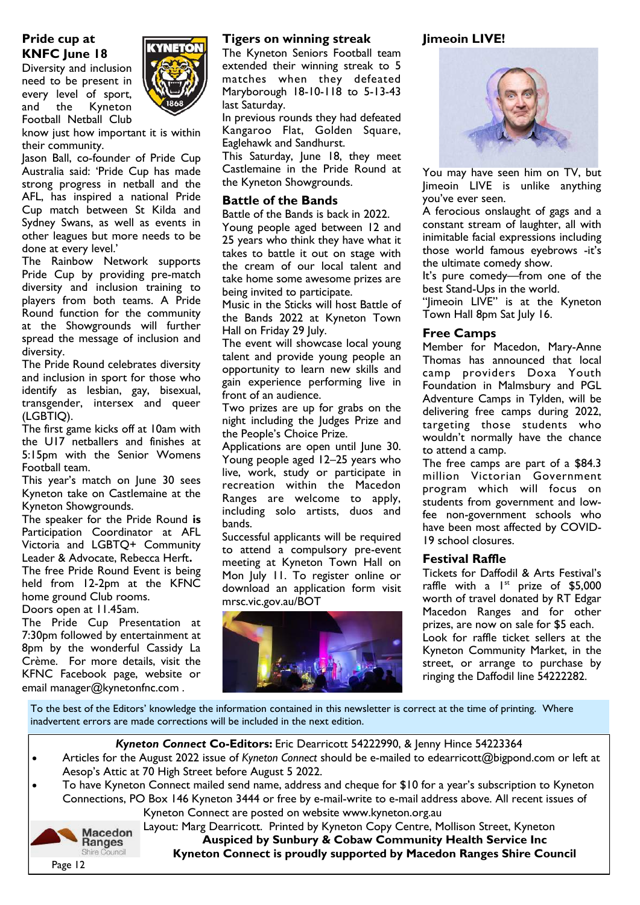## Pride cup at KNFC June 18

Diversity and inclusion need to be present in every level of sport, and the Kyneton Football Netball Club know just how important it is within their community.

Jason Ball, co-founder of Pride Cup Australia said: 'Pride Cup has made strong progress in netball and the AFL, has inspired a national Pride Cup match between St Kilda and Sydney Swans, as well as events in other leagues but more needs to be done at every level.'

The Rainbow Network supports Pride Cup by providing pre-match diversity and inclusion training to players from both teams. A Pride Round function for the community at the Showgrounds will further spread the message of inclusion and diversity.

The Pride Round celebrates diversity and inclusion in sport for those who identify as lesbian, gay, bisexual, transgender, intersex and queer (LGBTIQ).

The first game kicks off at 10am with the U17 netballers and finishes at 5:15pm with the Senior Womens Football team.

This year's match on June 30 sees Kyneton take on Castlemaine at the Kyneton Showgrounds.

The speaker for the Pride Round **is** Participation Coordinator at AFL Victoria and LGBTQ+ Community Leader & Advocate, Rebecca Herft**.**

The free Pride Round Event is being held from 12-2pm at the KFNC home ground Club rooms.

Doors open at 11.45am.

The Pride Cup Presentation at 7:30pm followed by entertainment at 8pm by the wonderful Cassidy La Crème. For more details, visit the KFNC Facebook page, website or email manager@kynetonfnc.com .

## Tigers on winning streak

The Kyneton Seniors Football team extended their winning streak to 5 matches when they defeated Maryborough 18-10-118 to 5-13-43 last Saturday.

In previous rounds they had defeated Kangaroo Flat, Golden Square, Eaglehawk and Sandhurst.

This Saturday, June 18, they meet Castlemaine in the Pride Round at the Kyneton Showgrounds.

## Battle of the Bands

Battle of the Bands is back in 2022.

Young people aged between 12 and 25 years who think they have what it takes to battle it out on stage with the cream of our local talent and take home some awesome prizes are being invited to participate.

Music in the Sticks will host Battle of the Bands 2022 at Kyneton Town Hall on Friday 29 July.

The event will showcase local young talent and provide young people an opportunity to learn new skills and gain experience performing live in front of an audience.

Two prizes are up for grabs on the night including the Judges Prize and the People's Choice Prize.

Applications are open until June 30. Young people aged 12–25 years who live, work, study or participate in recreation within the Macedon Ranges are welcome to apply, including solo artists, duos and bands.

Successful applicants will be required to attend a compulsory pre-event meeting at Kyneton Town Hall on Mon July 11. To register online or download an application form visit mrsc.vic.gov.au/BOT

## Jimeoin LIVE!

You may have seen him on TV, but Jimeoin LIVE is unlike anything you've ever seen.

A ferocious onslaught of gags and a constant stream of laughter, all with inimitable facial expressions including those world famous eyebrows -it's the ultimate comedy show.

It's pure comedy—from one of the best Stand-Ups in the world.

"Jimeoin LIVE" is at the Kyneton Town Hall 8pm Sat July 16.

## Free Camps

Member for Macedon, Mary-Anne Thomas has announced that local camp providers Doxa Youth Foundation in Malmsbury and PGL Adventure Camps in Tylden, will be delivering free camps during 2022, targeting those students who wouldn't normally have the chance to attend a camp.

The free camps are part of a $84.3 million Victorian Government program which will focus on students from government and low-fee non-government schools who have been most affected by COVID-19 school closures.

## Festival Raffle

Tickets for Daffodil & Arts Festival's raffle with a 1st prize of $5,000 worth of travel donated by RT Edgar Macedon Ranges and for other prizes, are now on sale for $5 each. Look for raffle ticket sellers at the Kyneton Community Market, in the street, or arrange to purchase by ringing the Daffodil line 54222282.

---

To the best of the Editors' knowledge the information contained in this newsletter is correct at the time of printing. Where inadvertent errors are made corrections will be included in the next edition.

***Kyneton Connect* Co-Editors:** Eric Dearricott 54222990, & Jenny Hince 54223364

- Articles for the August 2022 issue of *Kyneton Connect* should be e-mailed to edearricott@bigpond.com or left at Aesop's Attic at 70 High Street before August 5 2022.
- To have Kyneton Connect mailed send name, address and cheque for $10 for a year's subscription to Kyneton Connections, PO Box 146 Kyneton 3444 or free by e-mail-write to e-mail address above. All recent issues of Kyneton Connect are posted on website www.kyneton.org.au

Layout: Marg Dearricott. Printed by Kyneton Copy Centre, Mollison Street, Kyneton

**Auspiced by Sunbury & Cobaw Community Health Service Inc**

**Kyneton Connect is proudly supported by Macedon Ranges Shire Council**